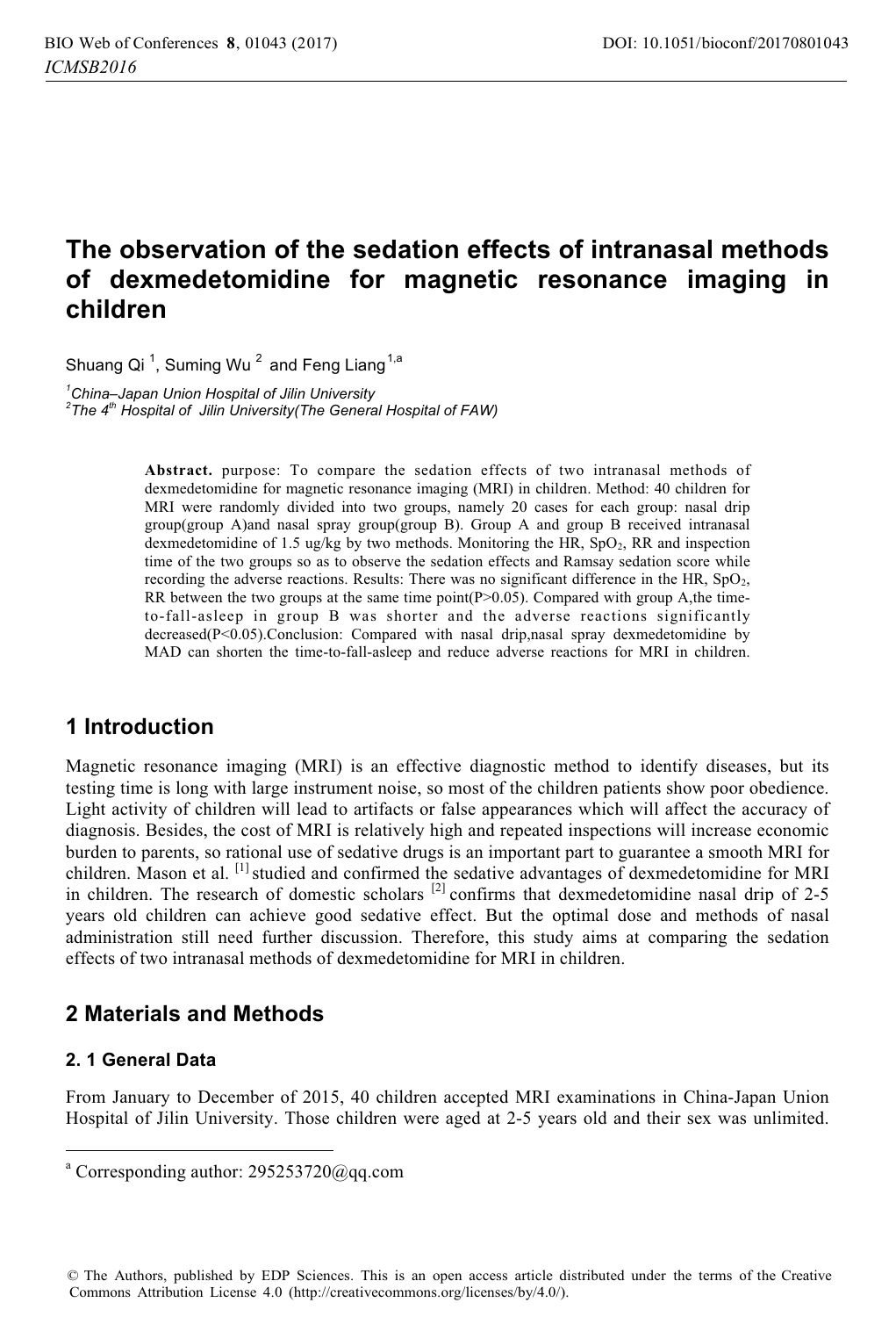# The observation of the sedation effects of intranasal methods of dexmedetomidine for magnetic resonance imaging in children

Shuang Qi [1], Suming Wu [2] and Feng Liang [1,a]

[1]China–Japan Union Hospital of Jilin University
[2]The 4th Hospital of Jilin University(The General Hospital of FAW)

**Abstract.** purpose: To compare the sedation effects of two intranasal methods of dexmedetomidine for magnetic resonance imaging (MRI) in children. Method: 40 children for MRI were randomly divided into two groups, namely 20 cases for each group: nasal drip group(group A)and nasal spray group(group B). Group A and group B received intranasal dexmedetomidine of 1.5 ug/kg by two methods. Monitoring the HR, $SpO_2$, RR and inspection time of the two groups so as to observe the sedation effects and Ramsay sedation score while recording the adverse reactions. Results: There was no significant difference in the HR, $SpO_2$, RR between the two groups at the same time point($P>0.05$). Compared with group A,the time-to-fall-asleep in group B was shorter and the adverse reactions significantly decreased($P<0.05$).Conclusion: Compared with nasal drip,nasal spray dexmedetomidine by MAD can shorten the time-to-fall-asleep and reduce adverse reactions for MRI in children.

## 1 Introduction

Magnetic resonance imaging (MRI) is an effective diagnostic method to identify diseases, but its testing time is long with large instrument noise, so most of the children patients show poor obedience. Light activity of children will lead to artifacts or false appearances which will affect the accuracy of diagnosis. Besides, the cost of MRI is relatively high and repeated inspections will increase economic burden to parents, so rational use of sedative drugs is an important part to guarantee a smooth MRI for children. Mason et al. [1] studied and confirmed the sedative advantages of dexmedetomidine for MRI in children. The research of domestic scholars [2] confirms that dexmedetomidine nasal drip of 2-5 years old children can achieve good sedative effect. But the optimal dose and methods of nasal administration still need further discussion. Therefore, this study aims at comparing the sedation effects of two intranasal methods of dexmedetomidine for MRI in children.

## 2 Materials and Methods

### 2. 1 General Data

From January to December of 2015, 40 children accepted MRI examinations in China-Japan Union Hospital of Jilin University. Those children were aged at 2-5 years old and their sex was unlimited.

[a] Corresponding author: 295253720@qq.com

© The Authors, published by EDP Sciences. This is an open access article distributed under the terms of the Creative Commons Attribution License 4.0 (http://creativecommons.org/licenses/by/4.0/).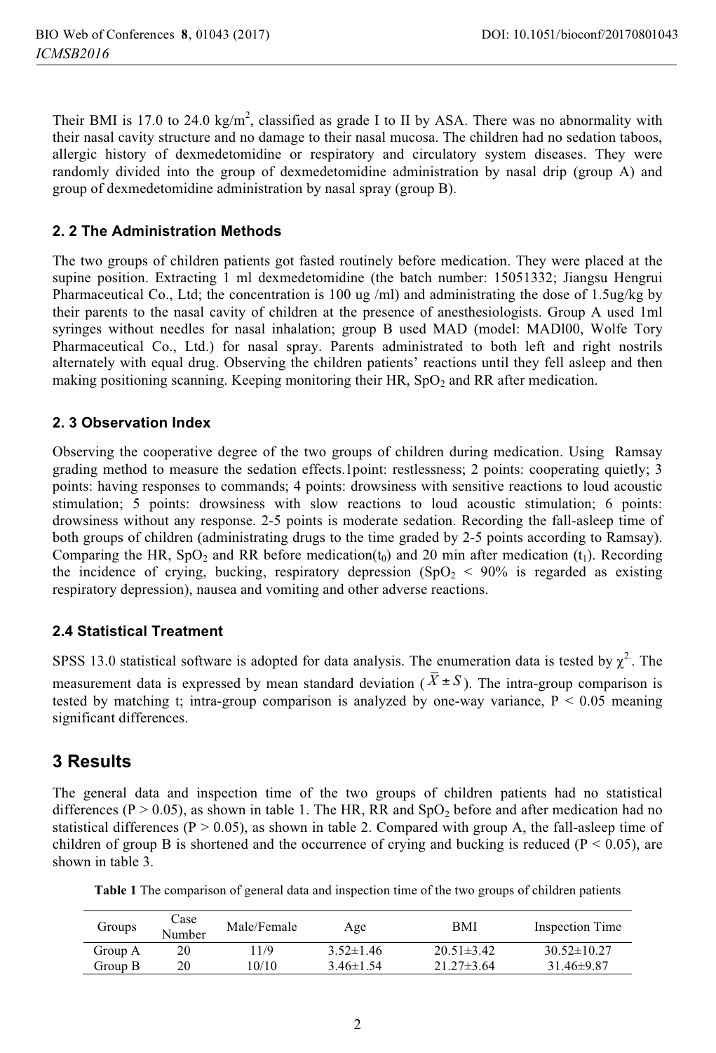Their BMI is 17.0 to 24.0 kg/m$^2$, classified as grade I to II by ASA. There was no abnormality with their nasal cavity structure and no damage to their nasal mucosa. The children had no sedation taboos, allergic history of dexmedetomidine or respiratory and circulatory system diseases. They were randomly divided into the group of dexmedetomidine administration by nasal drip (group A) and group of dexmedetomidine administration by nasal spray (group B).

### 2. 2 The Administration Methods

The two groups of children patients got fasted routinely before medication. They were placed at the supine position. Extracting 1 ml dexmedetomidine (the batch number: 15051332; Jiangsu Hengrui Pharmaceutical Co., Ltd; the concentration is 100 ug /ml) and administrating the dose of 1.5ug/kg by their parents to the nasal cavity of children at the presence of anesthesiologists. Group A used 1ml syringes without needles for nasal inhalation; group B used MAD (model: MADl00, Wolfe Tory Pharmaceutical Co., Ltd.) for nasal spray. Parents administrated to both left and right nostrils alternately with equal drug. Observing the children patients' reactions until they fell asleep and then making positioning scanning. Keeping monitoring their HR, $SpO_2$ and RR after medication.

### 2. 3 Observation Index

Observing the cooperative degree of the two groups of children during medication. Using Ramsay grading method to measure the sedation effects.1point: restlessness; 2 points: cooperating quietly; 3 points: having responses to commands; 4 points: drowsiness with sensitive reactions to loud acoustic stimulation; 5 points: drowsiness with slow reactions to loud acoustic stimulation; 6 points: drowsiness without any response. 2-5 points is moderate sedation. Recording the fall-asleep time of both groups of children (administrating drugs to the time graded by 2-5 points according to Ramsay). Comparing the HR, $SpO_2$ and RR before medication($t_0$) and 20 min after medication ($t_1$). Recording the incidence of crying, bucking, respiratory depression ($SpO_2$ < 90% is regarded as existing respiratory depression), nausea and vomiting and other adverse reactions.

### 2.4 Statistical Treatment

SPSS 13.0 statistical software is adopted for data analysis. The enumeration data is tested by $\chi^2$. The measurement data is expressed by mean standard deviation ($\bar{X} \pm S$). The intra-group comparison is tested by matching t; intra-group comparison is analyzed by one-way variance, $P < 0.05$ meaning significant differences.

## 3 Results

The general data and inspection time of the two groups of children patients had no statistical differences ($P > 0.05$), as shown in table 1. The HR, RR and $SpO_2$ before and after medication had no statistical differences ($P > 0.05$), as shown in table 2. Compared with group A, the fall-asleep time of children of group B is shortened and the occurrence of crying and bucking is reduced ($P < 0.05$), are shown in table 3.

**Table 1** The comparison of general data and inspection time of the two groups of children patients

| Groups | Case Number | Male/Female | Age | BMI | Inspection Time |
|---|---|---|---|---|---|
| Group A | 20 | 11/9 | 3.52±1.46 | 20.51±3.42 | 30.52±10.27 |
| Group B | 20 | 10/10 | 3.46±1.54 | 21.27±3.64 | 31.46±9.87 |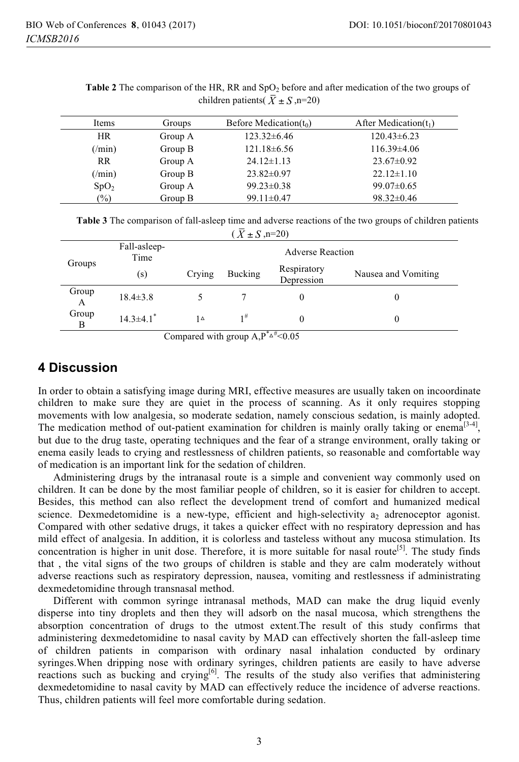**Table 2** The comparison of the HR, RR and $SpO_2$ before and after medication of the two groups of children patients( $\bar{X} \pm S$ ,n=20)

| Items | Groups | Before Medication($t_0$) | After Medication($t_1$) |
|---|---|---|---|
| HR | Group A | 123.32±6.46 | 120.43±6.23 |
| (/min) | Group B | 121.18±6.56 | 116.39±4.06 |
| RR | Group A | 24.12±1.13 | 23.67±0.92 |
| (/min) | Group B | 23.82±0.97 | 22.12±1.10 |
| $SpO_2$ | Group A | 99.23±0.38 | 99.07±0.65 |
| (%) | Group B | 99.11±0.47 | 98.32±0.46 |

**Table 3** The comparison of fall-asleep time and adverse reactions of the two groups of children patients ( $\bar{X} \pm S$ ,n=20)

| Groups | Fall-asleep-Time | Adverse Reaction | | | |
|---|---|---|---|---|---|
| | (s) | Crying | Bucking | Respiratory Depression | Nausea and Vomiting |
| Group A | 18.4±3.8 | 5 | 7 | 0 | 0 |
| Group B | 14.3±4.1* | 1△ | 1# | 0 | 0 |

Compared with group A,P*△#<0.05

## 4 Discussion

In order to obtain a satisfying image during MRI, effective measures are usually taken on incoordinate children to make sure they are quiet in the process of scanning. As it only requires stopping movements with low analgesia, so moderate sedation, namely conscious sedation, is mainly adopted. The medication method of out-patient examination for children is mainly orally taking or enema[3-4], but due to the drug taste, operating techniques and the fear of a strange environment, orally taking or enema easily leads to crying and restlessness of children patients, so reasonable and comfortable way of medication is an important link for the sedation of children.

Administering drugs by the intranasal route is a simple and convenient way commonly used on children. It can be done by the most familiar people of children, so it is easier for children to accept. Besides, this method can also reflect the development trend of comfort and humanized medical science. Dexmedetomidine is a new-type, efficient and high-selectivity $a_2$ adrenoceptor agonist. Compared with other sedative drugs, it takes a quicker effect with no respiratory depression and has mild effect of analgesia. In addition, it is colorless and tasteless without any mucosa stimulation. Its concentration is higher in unit dose. Therefore, it is more suitable for nasal route[5]. The study finds that , the vital signs of the two groups of children is stable and they are calm moderately without adverse reactions such as respiratory depression, nausea, vomiting and restlessness if administrating dexmedetomidine through transnasal method.

Different with common syringe intranasal methods, MAD can make the drug liquid evenly disperse into tiny droplets and then they will adsorb on the nasal mucosa, which strengthens the absorption concentration of drugs to the utmost extent.The result of this study confirms that administering dexmedetomidine to nasal cavity by MAD can effectively shorten the fall-asleep time of children patients in comparison with ordinary nasal inhalation conducted by ordinary syringes.When dripping nose with ordinary syringes, children patients are easily to have adverse reactions such as bucking and crying[6]. The results of the study also verifies that administering dexmedetomidine to nasal cavity by MAD can effectively reduce the incidence of adverse reactions. Thus, children patients will feel more comfortable during sedation.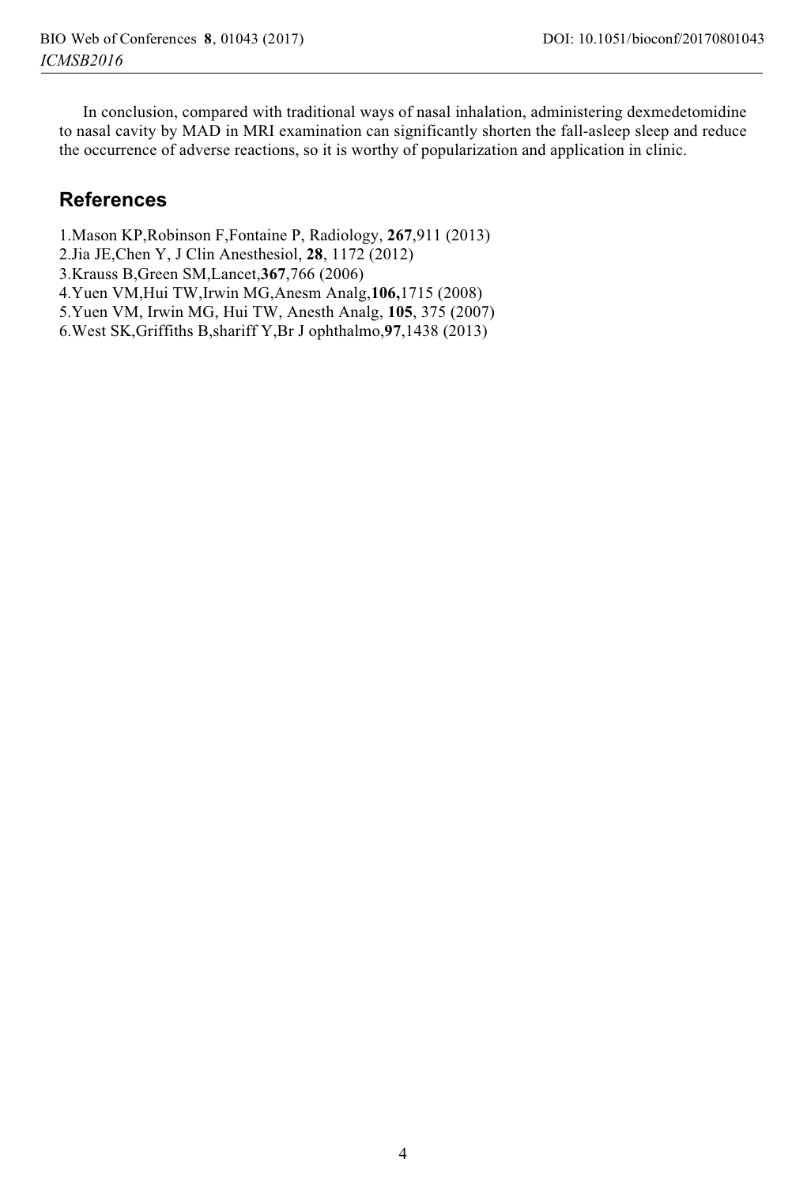In conclusion, compared with traditional ways of nasal inhalation, administering dexmedetomidine to nasal cavity by MAD in MRI examination can significantly shorten the fall-asleep sleep and reduce the occurrence of adverse reactions, so it is worthy of popularization and application in clinic.

## References

1.Mason KP,Robinson F,Fontaine P, Radiology, **267**,911 (2013)
2.Jia JE,Chen Y, J Clin Anesthesiol, **28**, 1172 (2012)
3.Krauss B,Green SM,Lancet,**367**,766 (2006)
4.Yuen VM,Hui TW,Irwin MG,Anesm Analg,**106,**1715 (2008)
5.Yuen VM, Irwin MG, Hui TW, Anesth Analg, **105**, 375 (2007)
6.West SK,Griffiths B,shariff Y,Br J ophthalmo,**97**,1438 (2013)